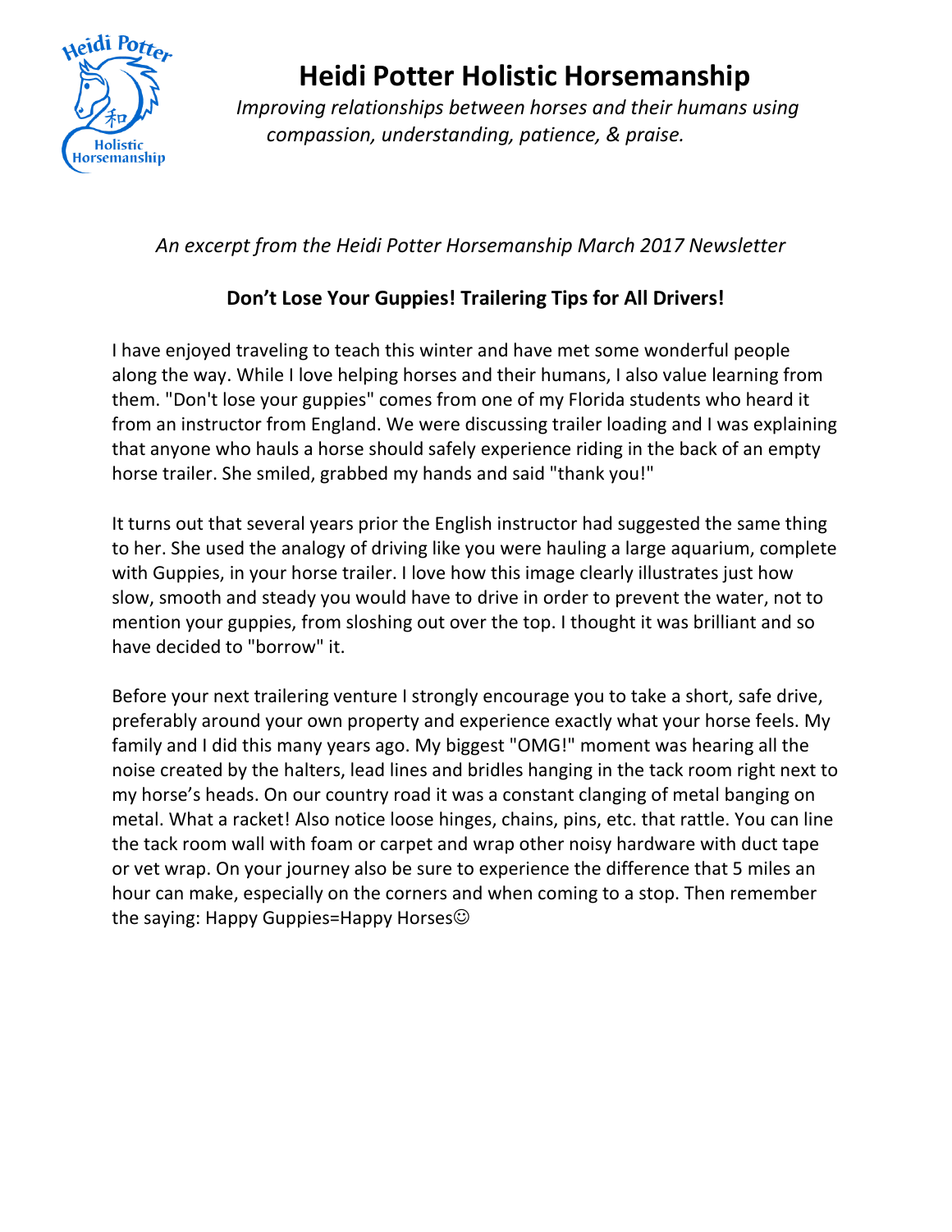# Heidi Potter Holistic Horsemanship

*Improving relationships between horses and their humans using compassion, understanding, patience, & praise.*

*An excerpt from the Heidi Potter Horsemanship March 2017 Newsletter*

## Don't Lose Your Guppies! Trailering Tips for All Drivers!

I have enjoyed traveling to teach this winter and have met some wonderful people along the way. While I love helping horses and their humans, I also value learning from them. "Don't lose your guppies" comes from one of my Florida students who heard it from an instructor from England. We were discussing trailer loading and I was explaining that anyone who hauls a horse should safely experience riding in the back of an empty horse trailer. She smiled, grabbed my hands and said "thank you!"

It turns out that several years prior the English instructor had suggested the same thing to her. She used the analogy of driving like you were hauling a large aquarium, complete with Guppies, in your horse trailer. I love how this image clearly illustrates just how slow, smooth and steady you would have to drive in order to prevent the water, not to mention your guppies, from sloshing out over the top. I thought it was brilliant and so have decided to "borrow" it.

Before your next trailering venture I strongly encourage you to take a short, safe drive, preferably around your own property and experience exactly what your horse feels. My family and I did this many years ago. My biggest "OMG!" moment was hearing all the noise created by the halters, lead lines and bridles hanging in the tack room right next to my horse's heads. On our country road it was a constant clanging of metal banging on metal. What a racket! Also notice loose hinges, chains, pins, etc. that rattle. You can line the tack room wall with foam or carpet and wrap other noisy hardware with duct tape or vet wrap. On your journey also be sure to experience the difference that 5 miles an hour can make, especially on the corners and when coming to a stop. Then remember the saying: Happy Guppies=Happy Horses☺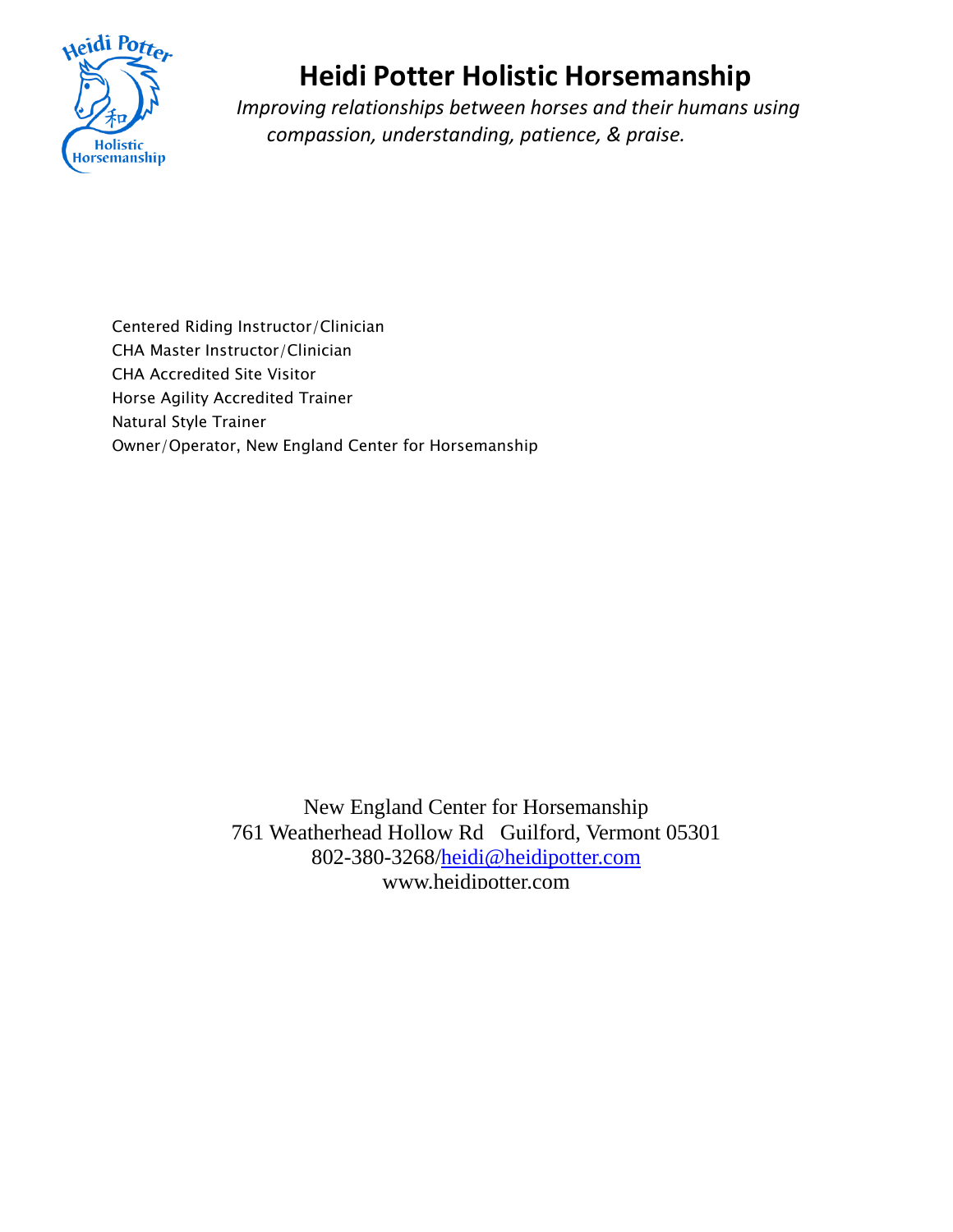# Heidi Potter Holistic Horsemanship

*Improving relationships between horses and their humans using compassion, understanding, patience, & praise.*

Centered Riding Instructor/Clinician
CHA Master Instructor/Clinician
CHA Accredited Site Visitor
Horse Agility Accredited Trainer
Natural Style Trainer
Owner/Operator, New England Center for Horsemanship

New England Center for Horsemanship
761 Weatherhead Hollow Rd Guilford, Vermont 05301
802-380-3268/heidi@heidipotter.com
www.heidipotter.com